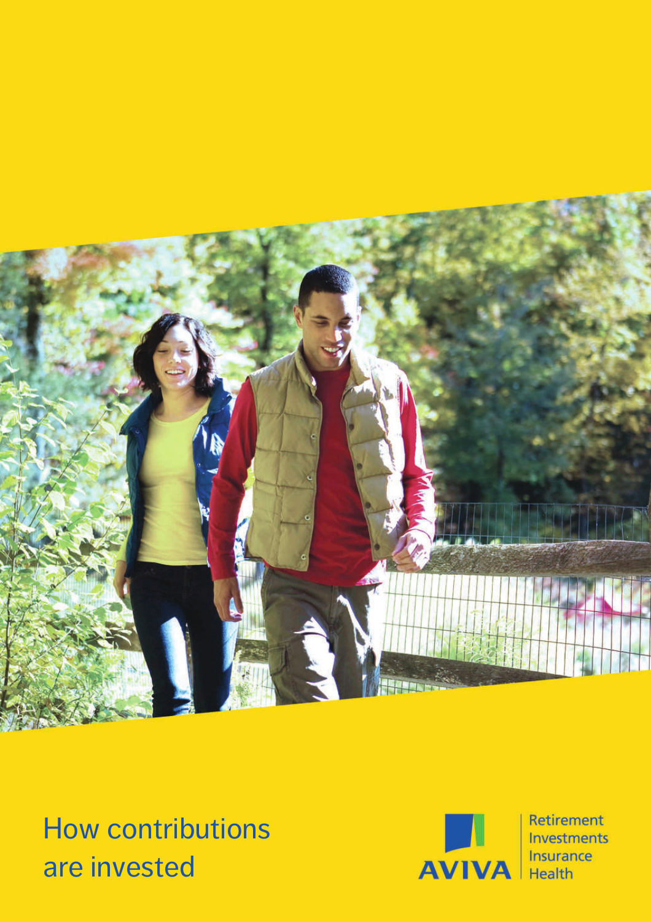# How contributions are invested

AVIVA

Retirement
Investments
Insurance
Health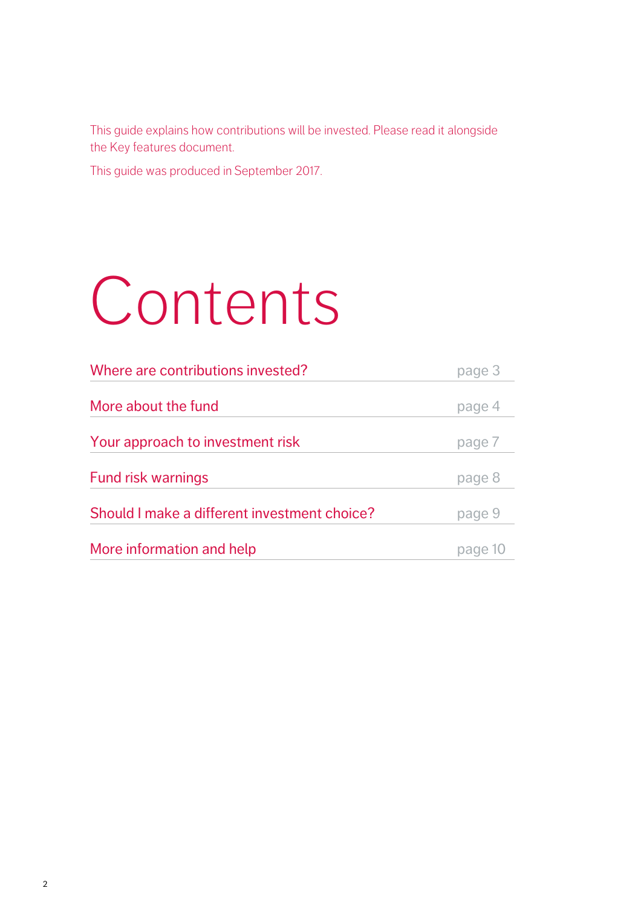This guide explains how contributions will be invested. Please read it alongside the Key features document.

This guide was produced in September 2017.

# Contents

| | |
|---|---|
| Where are contributions invested? | page 3 |
| More about the fund | page 4 |
| Your approach to investment risk | page 7 |
| Fund risk warnings | page 8 |
| Should I make a different investment choice? | page 9 |
| More information and help | page 10 |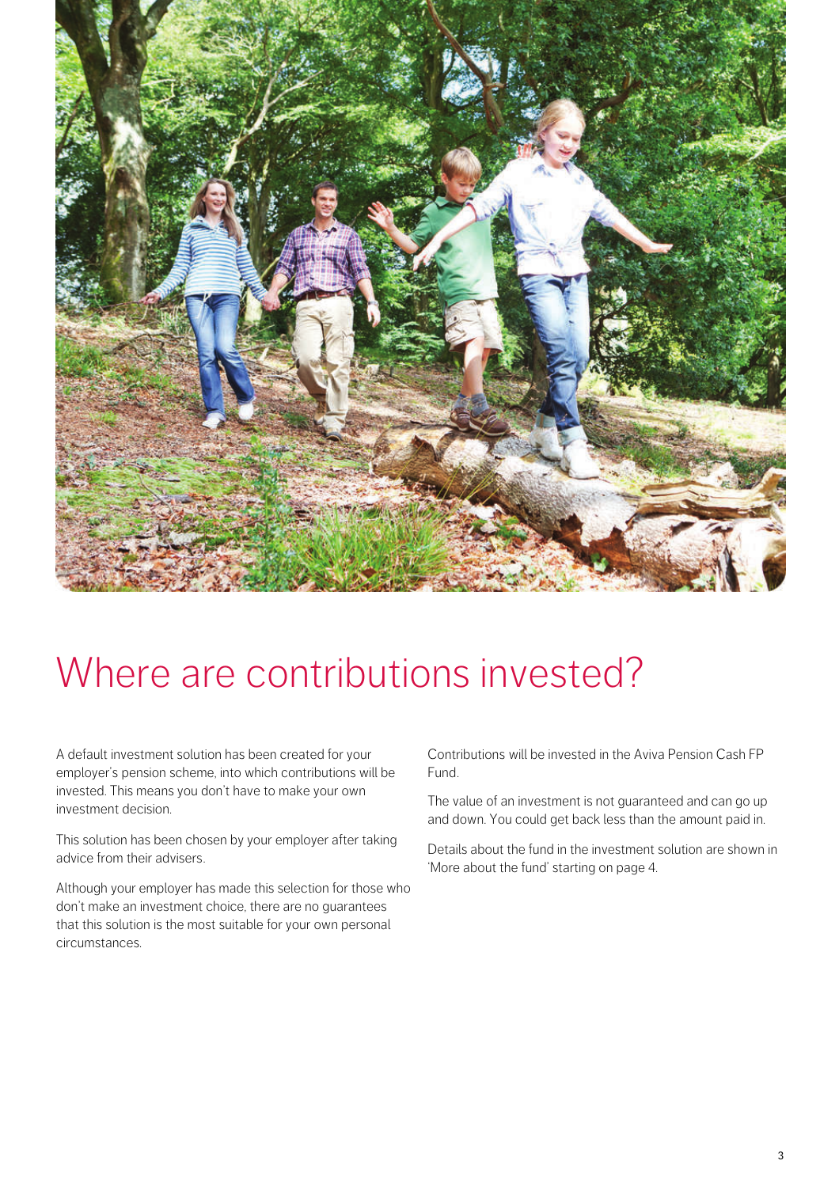# Where are contributions invested?

A default investment solution has been created for your employer's pension scheme, into which contributions will be invested. This means you don't have to make your own investment decision.

This solution has been chosen by your employer after taking advice from their advisers.

Although your employer has made this selection for those who don't make an investment choice, there are no guarantees that this solution is the most suitable for your own personal circumstances.

Contributions will be invested in the Aviva Pension Cash FP Fund.

The value of an investment is not guaranteed and can go up and down. You could get back less than the amount paid in.

Details about the fund in the investment solution are shown in 'More about the fund' starting on page 4.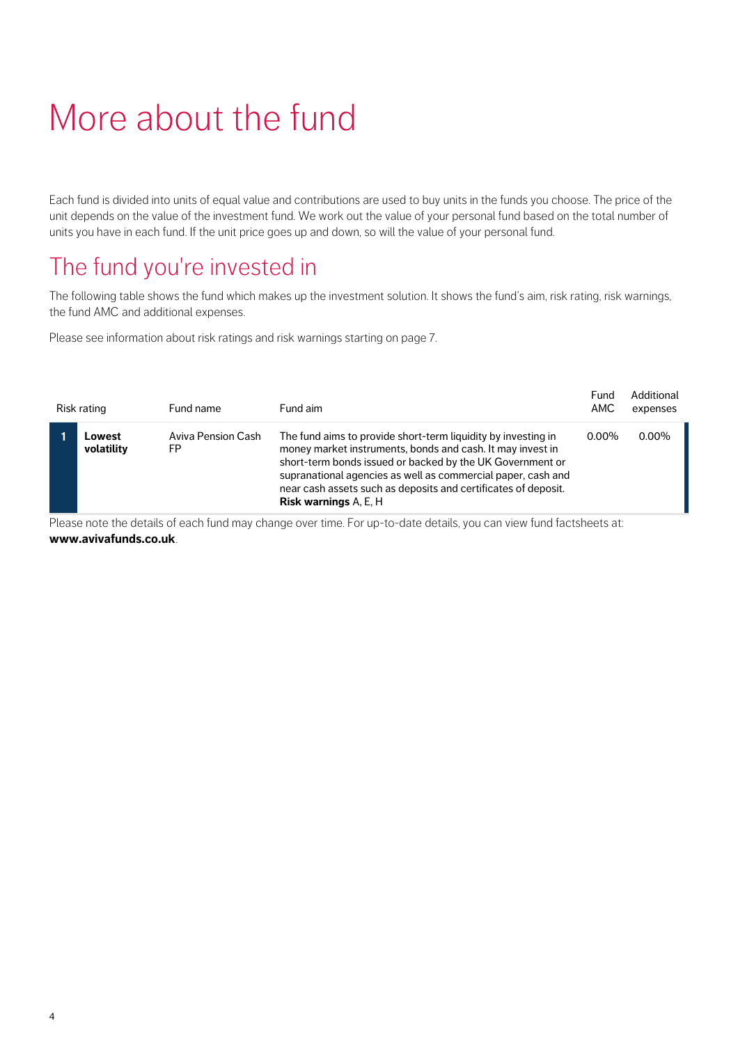# More about the fund

Each fund is divided into units of equal value and contributions are used to buy units in the funds you choose. The price of the unit depends on the value of the investment fund. We work out the value of your personal fund based on the total number of units you have in each fund. If the unit price goes up and down, so will the value of your personal fund.

## The fund you're invested in

The following table shows the fund which makes up the investment solution. It shows the fund's aim, risk rating, risk warnings, the fund AMC and additional expenses.

Please see information about risk ratings and risk warnings starting on page 7.

| Risk rating | | Fund name | Fund aim | Fund AMC | Additional expenses |
|---|---|---|---|---|---|
| 1 | **Lowest volatility** | Aviva Pension Cash FP | The fund aims to provide short-term liquidity by investing in money market instruments, bonds and cash. It may invest in short-term bonds issued or backed by the UK Government or supranational agencies as well as commercial paper, cash and near cash assets such as deposits and certificates of deposit. **Risk warnings** A, E, H | 0.00% | 0.00% |

Please note the details of each fund may change over time. For up-to-date details, you can view fund factsheets at: **www.avivafunds.co.uk**.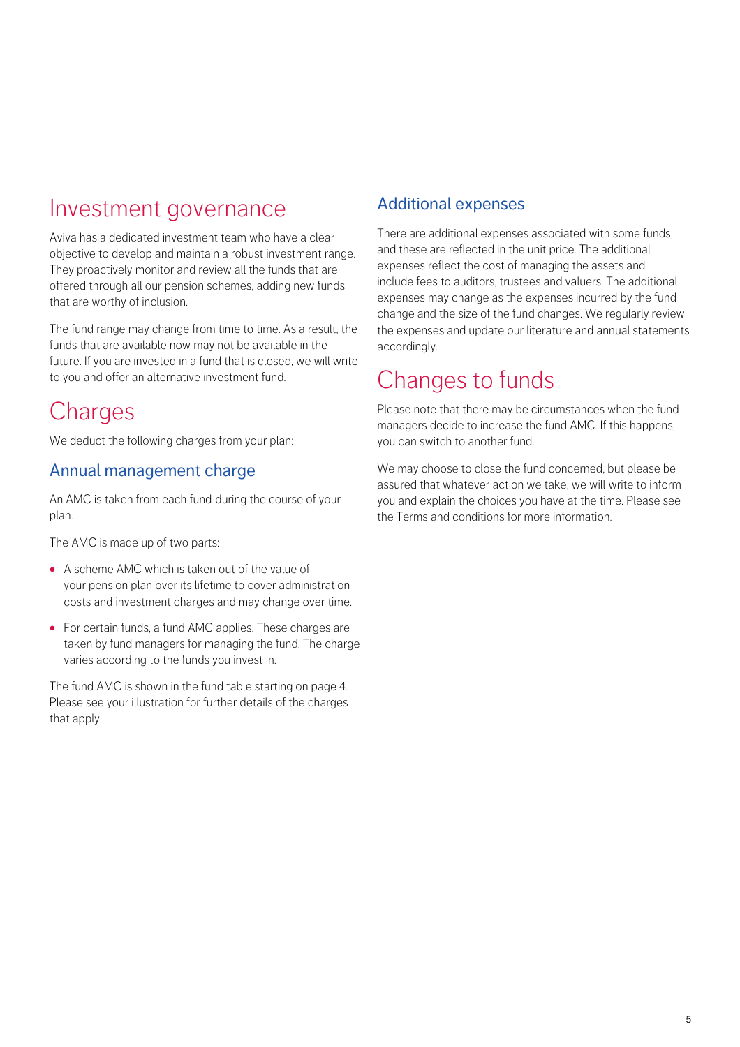# Investment governance

Aviva has a dedicated investment team who have a clear objective to develop and maintain a robust investment range. They proactively monitor and review all the funds that are offered through all our pension schemes, adding new funds that are worthy of inclusion.

The fund range may change from time to time. As a result, the funds that are available now may not be available in the future. If you are invested in a fund that is closed, we will write to you and offer an alternative investment fund.

# Charges

We deduct the following charges from your plan:

## Annual management charge

An AMC is taken from each fund during the course of your plan.

The AMC is made up of two parts:

- A scheme AMC which is taken out of the value of your pension plan over its lifetime to cover administration costs and investment charges and may change over time.
- For certain funds, a fund AMC applies. These charges are taken by fund managers for managing the fund. The charge varies according to the funds you invest in.

The fund AMC is shown in the fund table starting on page 4. Please see your illustration for further details of the charges that apply.

## Additional expenses

There are additional expenses associated with some funds, and these are reflected in the unit price. The additional expenses reflect the cost of managing the assets and include fees to auditors, trustees and valuers. The additional expenses may change as the expenses incurred by the fund change and the size of the fund changes. We regularly review the expenses and update our literature and annual statements accordingly.

# Changes to funds

Please note that there may be circumstances when the fund managers decide to increase the fund AMC. If this happens, you can switch to another fund.

We may choose to close the fund concerned, but please be assured that whatever action we take, we will write to inform you and explain the choices you have at the time. Please see the Terms and conditions for more information.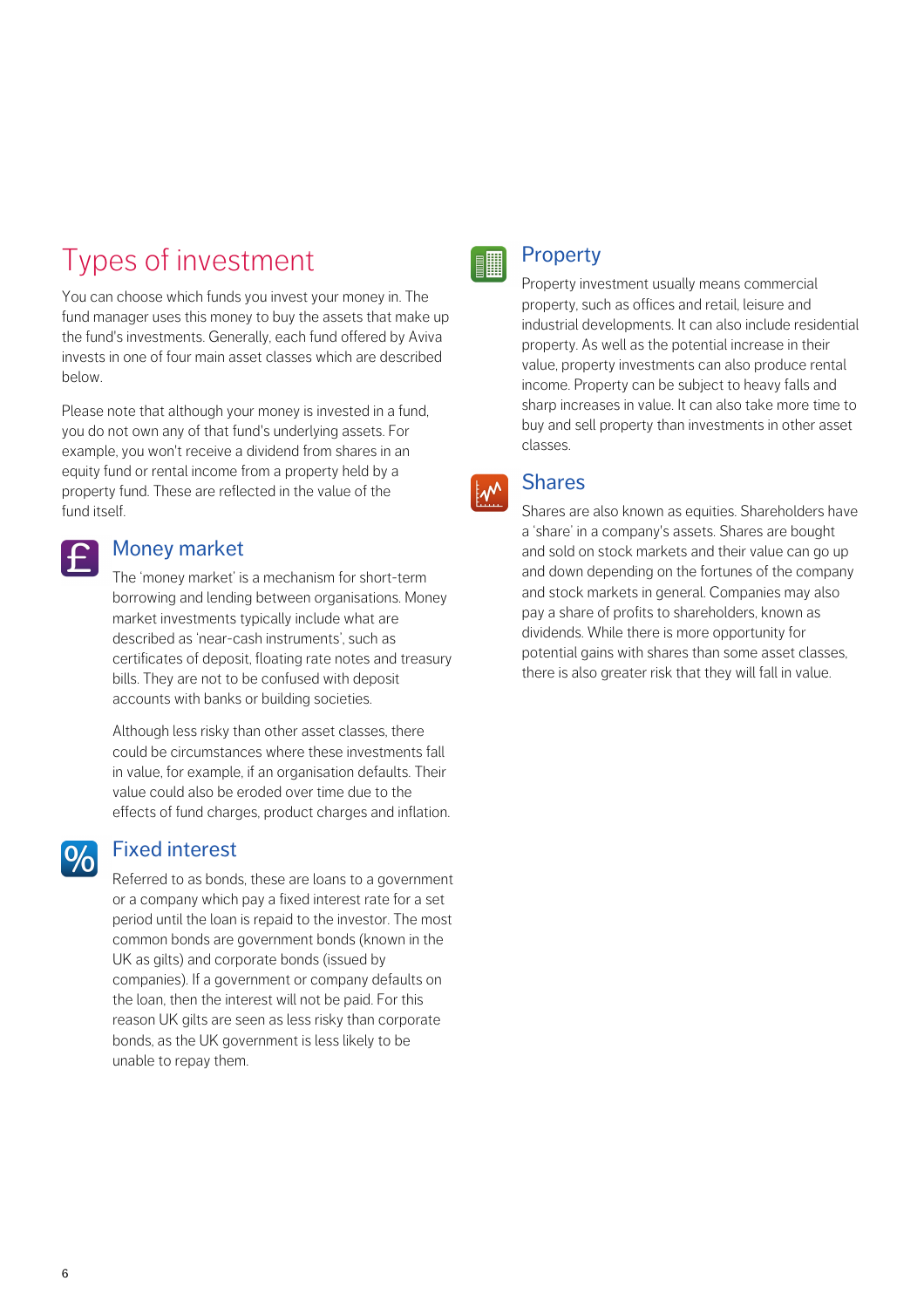# Types of investment

You can choose which funds you invest your money in. The fund manager uses this money to buy the assets that make up the fund's investments. Generally, each fund offered by Aviva invests in one of four main asset classes which are described below.

Please note that although your money is invested in a fund, you do not own any of that fund's underlying assets. For example, you won't receive a dividend from shares in an equity fund or rental income from a property held by a property fund. These are reflected in the value of the fund itself.

## Money market

The 'money market' is a mechanism for short-term borrowing and lending between organisations. Money market investments typically include what are described as 'near-cash instruments', such as certificates of deposit, floating rate notes and treasury bills. They are not to be confused with deposit accounts with banks or building societies.

Although less risky than other asset classes, there could be circumstances where these investments fall in value, for example, if an organisation defaults. Their value could also be eroded over time due to the effects of fund charges, product charges and inflation.

## Fixed interest

Referred to as bonds, these are loans to a government or a company which pay a fixed interest rate for a set period until the loan is repaid to the investor. The most common bonds are government bonds (known in the UK as gilts) and corporate bonds (issued by companies). If a government or company defaults on the loan, then the interest will not be paid. For this reason UK gilts are seen as less risky than corporate bonds, as the UK government is less likely to be unable to repay them.

## Property

Property investment usually means commercial property, such as offices and retail, leisure and industrial developments. It can also include residential property. As well as the potential increase in their value, property investments can also produce rental income. Property can be subject to heavy falls and sharp increases in value. It can also take more time to buy and sell property than investments in other asset classes.

## Shares

Shares are also known as equities. Shareholders have a 'share' in a company's assets. Shares are bought and sold on stock markets and their value can go up and down depending on the fortunes of the company and stock markets in general. Companies may also pay a share of profits to shareholders, known as dividends. While there is more opportunity for potential gains with shares than some asset classes, there is also greater risk that they will fall in value.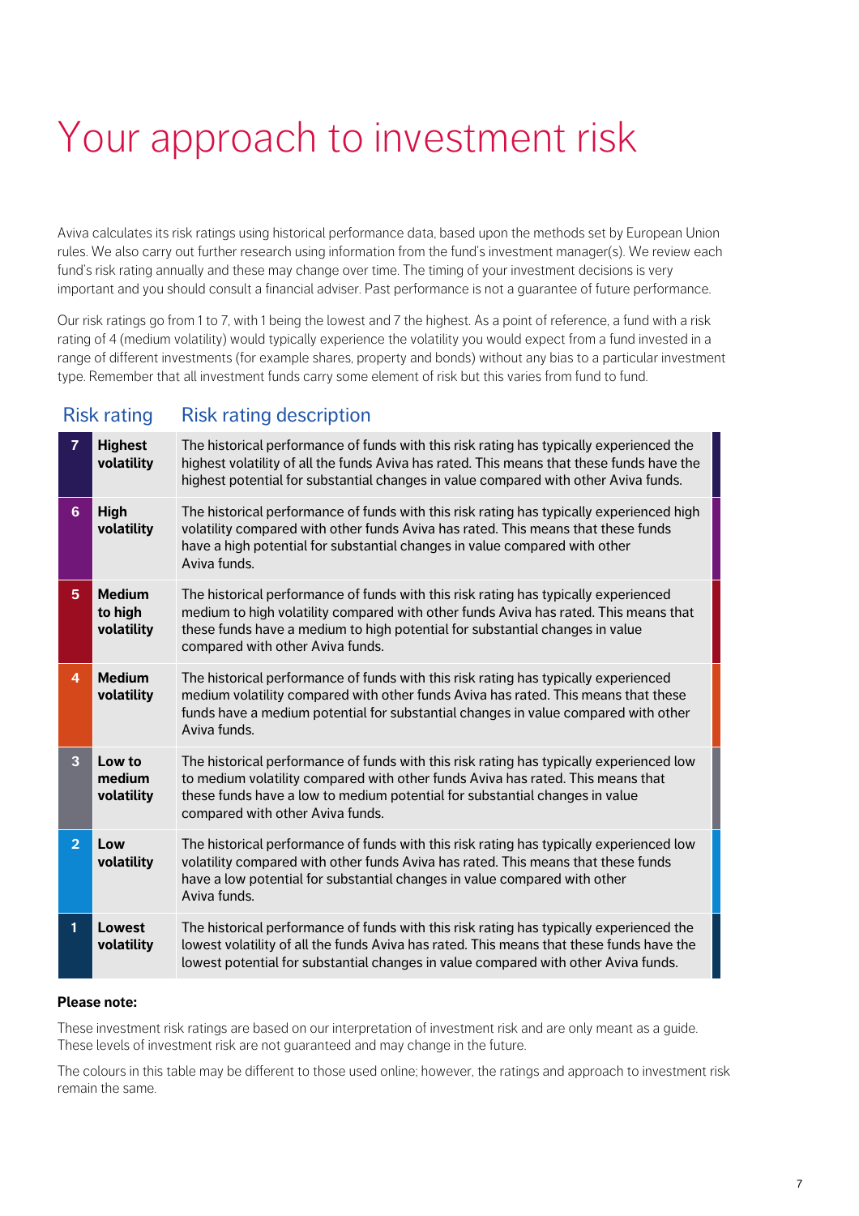# Your approach to investment risk

Aviva calculates its risk ratings using historical performance data, based upon the methods set by European Union rules. We also carry out further research using information from the fund's investment manager(s). We review each fund's risk rating annually and these may change over time. The timing of your investment decisions is very important and you should consult a financial adviser. Past performance is not a guarantee of future performance.

Our risk ratings go from 1 to 7, with 1 being the lowest and 7 the highest. As a point of reference, a fund with a risk rating of 4 (medium volatility) would typically experience the volatility you would expect from a fund invested in a range of different investments (for example shares, property and bonds) without any bias to a particular investment type. Remember that all investment funds carry some element of risk but this varies from fund to fund.

| Risk rating | | Risk rating description |
|---|---|---|
| 7 | **Highest volatility** | The historical performance of funds with this risk rating has typically experienced the highest volatility of all the funds Aviva has rated. This means that these funds have the highest potential for substantial changes in value compared with other Aviva funds. |
| 6 | **High volatility** | The historical performance of funds with this risk rating has typically experienced high volatility compared with other funds Aviva has rated. This means that these funds have a high potential for substantial changes in value compared with other Aviva funds. |
| 5 | **Medium to high volatility** | The historical performance of funds with this risk rating has typically experienced medium to high volatility compared with other funds Aviva has rated. This means that these funds have a medium to high potential for substantial changes in value compared with other Aviva funds. |
| 4 | **Medium volatility** | The historical performance of funds with this risk rating has typically experienced medium volatility compared with other funds Aviva has rated. This means that these funds have a medium potential for substantial changes in value compared with other Aviva funds. |
| 3 | **Low to medium volatility** | The historical performance of funds with this risk rating has typically experienced low to medium volatility compared with other funds Aviva has rated. This means that these funds have a low to medium potential for substantial changes in value compared with other Aviva funds. |
| 2 | **Low volatility** | The historical performance of funds with this risk rating has typically experienced low volatility compared with other funds Aviva has rated. This means that these funds have a low potential for substantial changes in value compared with other Aviva funds. |
| 1 | **Lowest volatility** | The historical performance of funds with this risk rating has typically experienced the lowest volatility of all the funds Aviva has rated. This means that these funds have the lowest potential for substantial changes in value compared with other Aviva funds. |

**Please note:**

These investment risk ratings are based on our interpretation of investment risk and are only meant as a guide. These levels of investment risk are not guaranteed and may change in the future.

The colours in this table may be different to those used online; however, the ratings and approach to investment risk remain the same.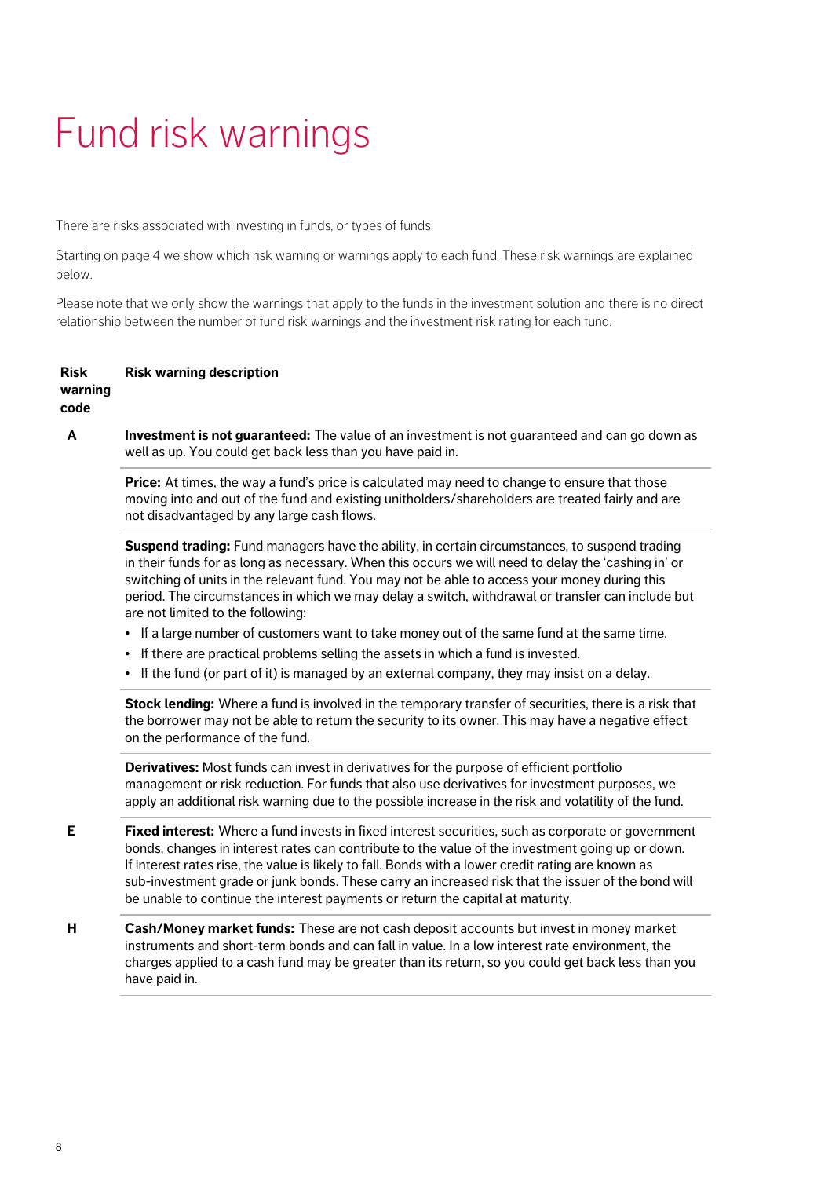# Fund risk warnings

There are risks associated with investing in funds, or types of funds.

Starting on page 4 we show which risk warning or warnings apply to each fund. These risk warnings are explained below.

Please note that we only show the warnings that apply to the funds in the investment solution and there is no direct relationship between the number of fund risk warnings and the investment risk rating for each fund.

| Risk warning code | Risk warning description |
| --- | --- |
| A | **Investment is not guaranteed:** The value of an investment is not guaranteed and can go down as well as up. You could get back less than you have paid in. |
| | **Price:** At times, the way a fund's price is calculated may need to change to ensure that those moving into and out of the fund and existing unitholders/shareholders are treated fairly and are not disadvantaged by any large cash flows. |
| | **Suspend trading:** Fund managers have the ability, in certain circumstances, to suspend trading in their funds for as long as necessary. When this occurs we will need to delay the 'cashing in' or switching of units in the relevant fund. You may not be able to access your money during this period. The circumstances in which we may delay a switch, withdrawal or transfer can include but are not limited to the following: • If a large number of customers want to take money out of the same fund at the same time. • If there are practical problems selling the assets in which a fund is invested. • If the fund (or part of it) is managed by an external company, they may insist on a delay. |
| | **Stock lending:** Where a fund is involved in the temporary transfer of securities, there is a risk that the borrower may not be able to return the security to its owner. This may have a negative effect on the performance of the fund. |
| | **Derivatives:** Most funds can invest in derivatives for the purpose of efficient portfolio management or risk reduction. For funds that also use derivatives for investment purposes, we apply an additional risk warning due to the possible increase in the risk and volatility of the fund. |
| E | **Fixed interest:** Where a fund invests in fixed interest securities, such as corporate or government bonds, changes in interest rates can contribute to the value of the investment going up or down. If interest rates rise, the value is likely to fall. Bonds with a lower credit rating are known as sub-investment grade or junk bonds. These carry an increased risk that the issuer of the bond will be unable to continue the interest payments or return the capital at maturity. |
| H | **Cash/Money market funds:** These are not cash deposit accounts but invest in money market instruments and short-term bonds and can fall in value. In a low interest rate environment, the charges applied to a cash fund may be greater than its return, so you could get back less than you have paid in. |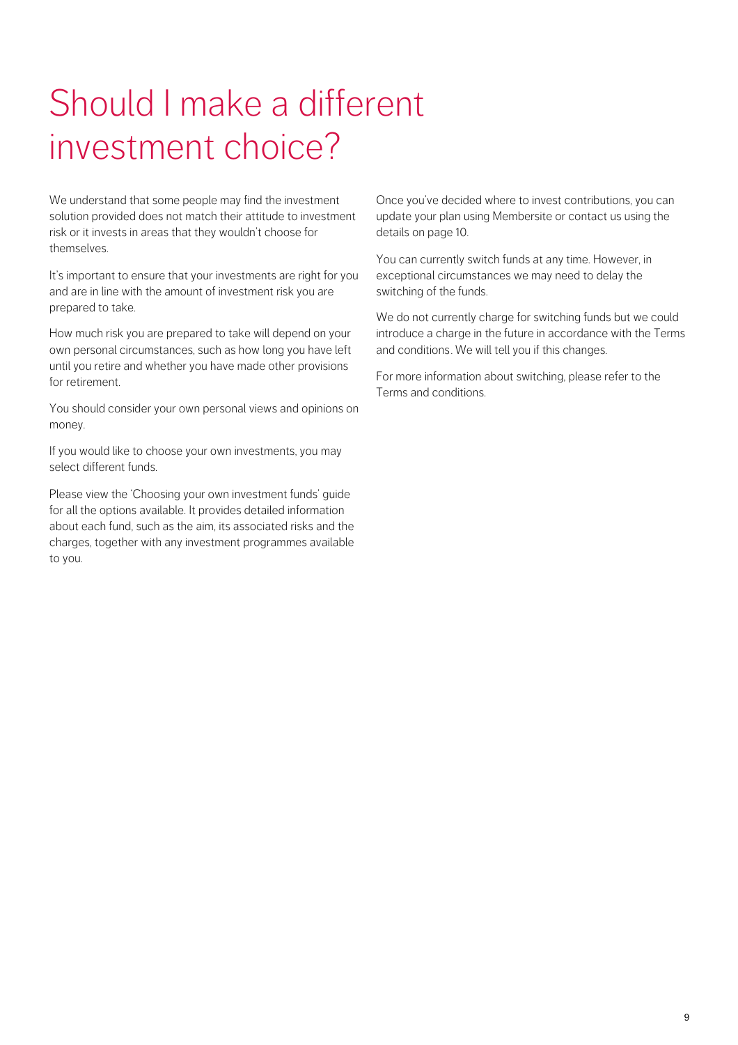# Should I make a different investment choice?

We understand that some people may find the investment solution provided does not match their attitude to investment risk or it invests in areas that they wouldn't choose for themselves.

It's important to ensure that your investments are right for you and are in line with the amount of investment risk you are prepared to take.

How much risk you are prepared to take will depend on your own personal circumstances, such as how long you have left until you retire and whether you have made other provisions for retirement.

You should consider your own personal views and opinions on money.

If you would like to choose your own investments, you may select different funds.

Please view the 'Choosing your own investment funds' guide for all the options available. It provides detailed information about each fund, such as the aim, its associated risks and the charges, together with any investment programmes available to you.

Once you've decided where to invest contributions, you can update your plan using Membersite or contact us using the details on page 10.

You can currently switch funds at any time. However, in exceptional circumstances we may need to delay the switching of the funds.

We do not currently charge for switching funds but we could introduce a charge in the future in accordance with the Terms and conditions. We will tell you if this changes.

For more information about switching, please refer to the Terms and conditions.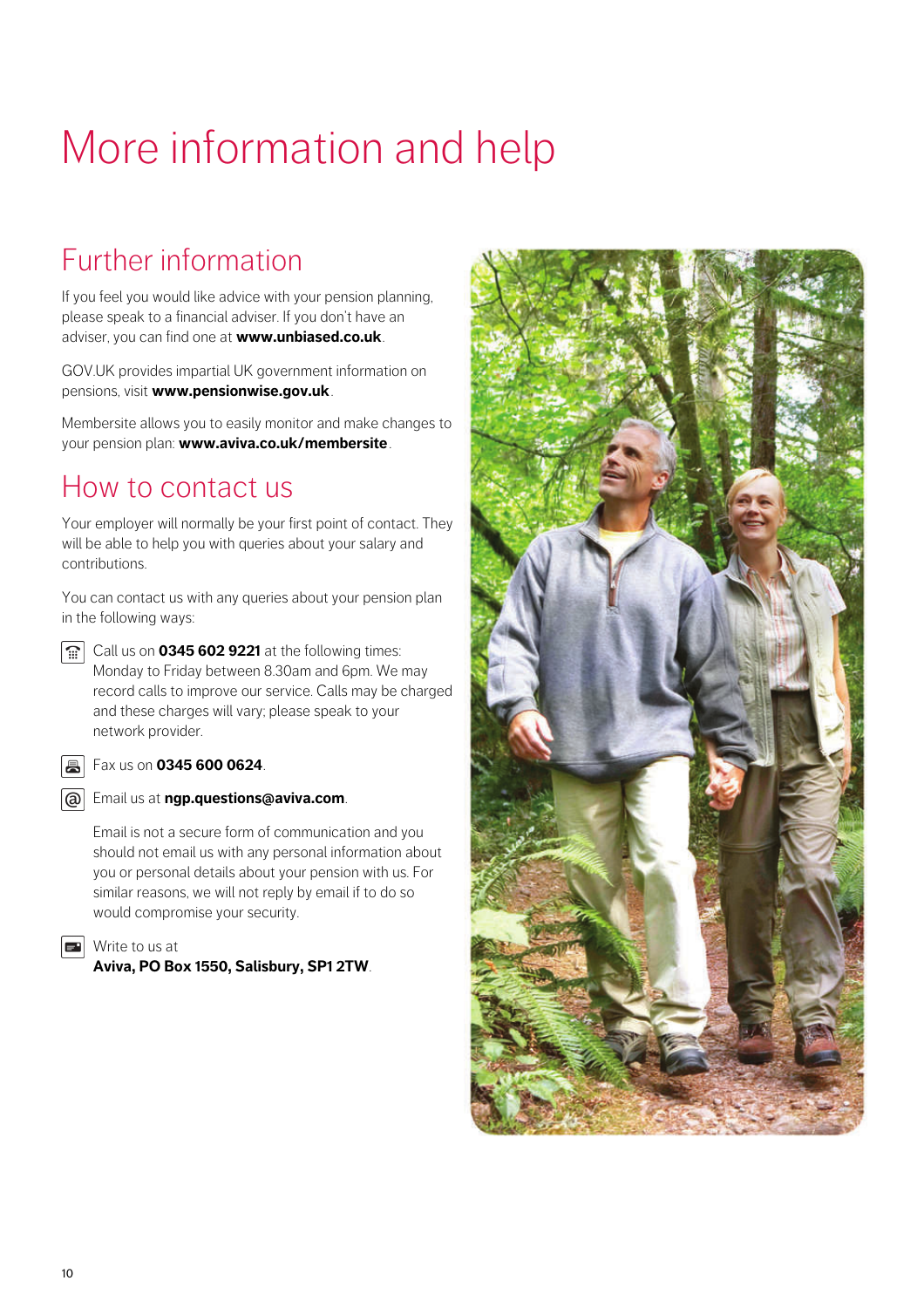# More information and help

## Further information

If you feel you would like advice with your pension planning, please speak to a financial adviser. If you don't have an adviser, you can find one at **www.unbiased.co.uk**.

GOV.UK provides impartial UK government information on pensions, visit **www.pensionwise.gov.uk**.

Membersite allows you to easily monitor and make changes to your pension plan: **www.aviva.co.uk/membersite**.

## How to contact us

Your employer will normally be your first point of contact. They will be able to help you with queries about your salary and contributions.

You can contact us with any queries about your pension plan in the following ways:

Call us on **0345 602 9221** at the following times: Monday to Friday between 8.30am and 6pm. We may record calls to improve our service. Calls may be charged and these charges will vary; please speak to your network provider.

Fax us on **0345 600 0624**.

Email us at **ngp.questions@aviva.com**.

Email is not a secure form of communication and you should not email us with any personal information about you or personal details about your pension with us. For similar reasons, we will not reply by email if to do so would compromise your security.

Write to us at
**Aviva, PO Box 1550, Salisbury, SP1 2TW**.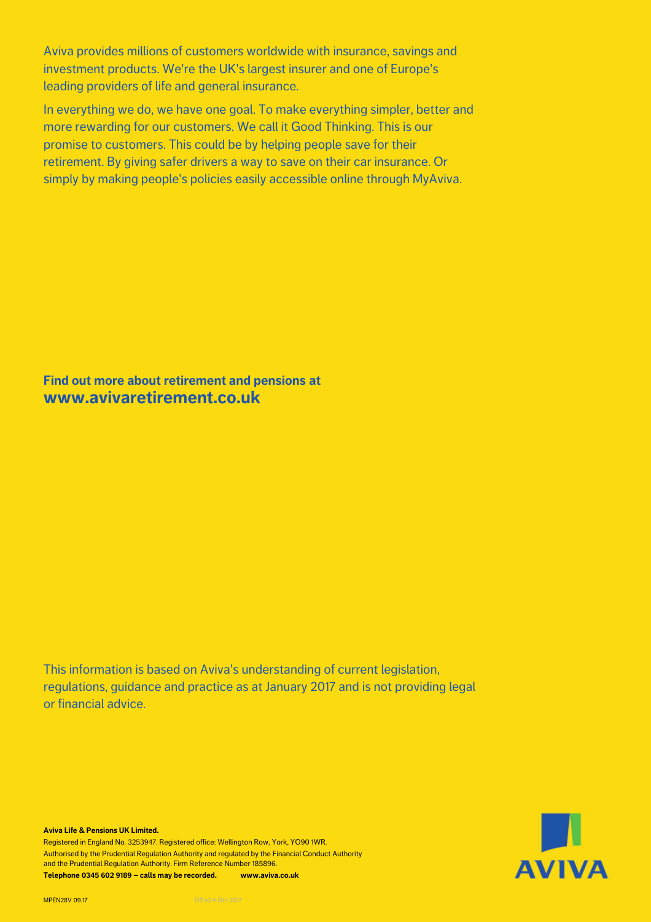Aviva provides millions of customers worldwide with insurance, savings and investment products. We're the UK's largest insurer and one of Europe's leading providers of life and general insurance.

In everything we do, we have one goal. To make everything simpler, better and more rewarding for our customers. We call it Good Thinking. This is our promise to customers. This could be by helping people save for their retirement. By giving safer drivers a way to save on their car insurance. Or simply by making people's policies easily accessible online through MyAviva.

**Find out more about retirement and pensions at**
**www.avivaretirement.co.uk**

This information is based on Aviva's understanding of current legislation, regulations, guidance and practice as at January 2017 and is not providing legal or financial advice.

**Aviva Life & Pensions UK Limited.**
Registered in England No. 3253947. Registered office: Wellington Row, York, YO90 1WR.
Authorised by the Prudential Regulation Authority and regulated by the Financial Conduct Authority and the Prudential Regulation Authority. Firm Reference Number 185896.
**Telephone 0345 602 9189 – calls may be recorded. www.aviva.co.uk**

AVIVA

MPEN28V 09.17 DS v2.4 Oct 2017